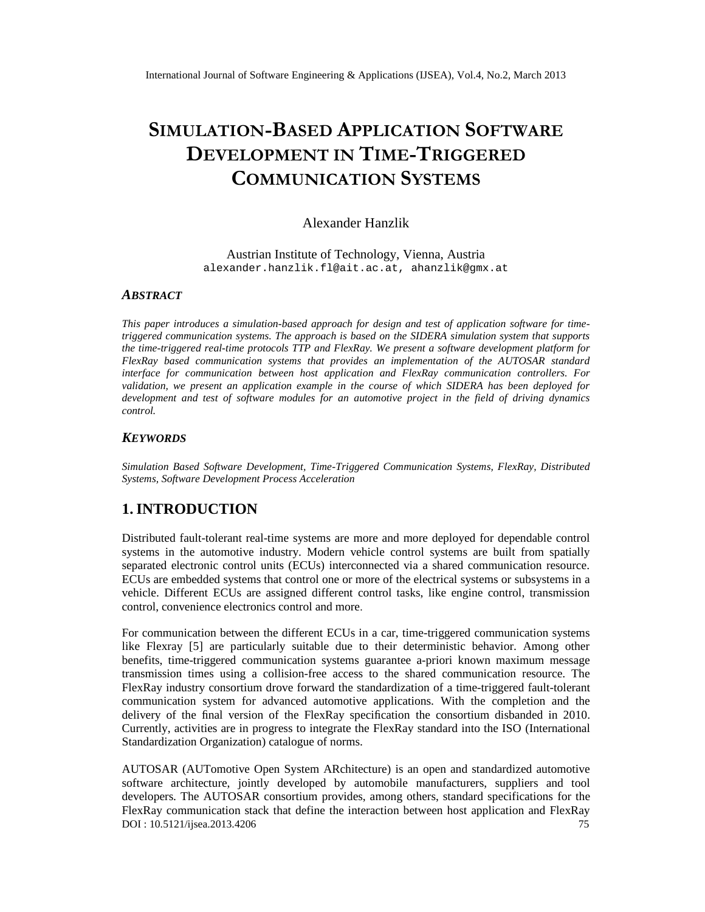# SIMULATION-BASED APPLICATION SOFTWARE DEVELOPMENT IN TIME-TRIGGERED COMMUNICATION SYSTEMS

Alexander Hanzlik

Austrian Institute of Technology, Vienna, Austria
alexander.hanzlik.fl@ait.ac.at, ahanzlik@gmx.at

### *ABSTRACT*

*This paper introduces a simulation-based approach for design and test of application software for time-triggered communication systems. The approach is based on the SIDERA simulation system that supports the time-triggered real-time protocols TTP and FlexRay. We present a software development platform for FlexRay based communication systems that provides an implementation of the AUTOSAR standard interface for communication between host application and FlexRay communication controllers. For validation, we present an application example in the course of which SIDERA has been deployed for development and test of software modules for an automotive project in the field of driving dynamics control.*

### *KEYWORDS*

*Simulation Based Software Development, Time-Triggered Communication Systems, FlexRay, Distributed Systems, Software Development Process Acceleration*

## 1. INTRODUCTION

Distributed fault-tolerant real-time systems are more and more deployed for dependable control systems in the automotive industry. Modern vehicle control systems are built from spatially separated electronic control units (ECUs) interconnected via a shared communication resource. ECUs are embedded systems that control one or more of the electrical systems or subsystems in a vehicle. Different ECUs are assigned different control tasks, like engine control, transmission control, convenience electronics control and more.

For communication between the different ECUs in a car, time-triggered communication systems like Flexray [5] are particularly suitable due to their deterministic behavior. Among other benefits, time-triggered communication systems guarantee a-priori known maximum message transmission times using a collision-free access to the shared communication resource. The FlexRay industry consortium drove forward the standardization of a time-triggered fault-tolerant communication system for advanced automotive applications. With the completion and the delivery of the final version of the FlexRay specification the consortium disbanded in 2010. Currently, activities are in progress to integrate the FlexRay standard into the ISO (International Standardization Organization) catalogue of norms.

AUTOSAR (AUTomotive Open System ARchitecture) is an open and standardized automotive software architecture, jointly developed by automobile manufacturers, suppliers and tool developers. The AUTOSAR consortium provides, among others, standard specifications for the FlexRay communication stack that define the interaction between host application and FlexRay

DOI : 10.5121/ijsea.2013.4206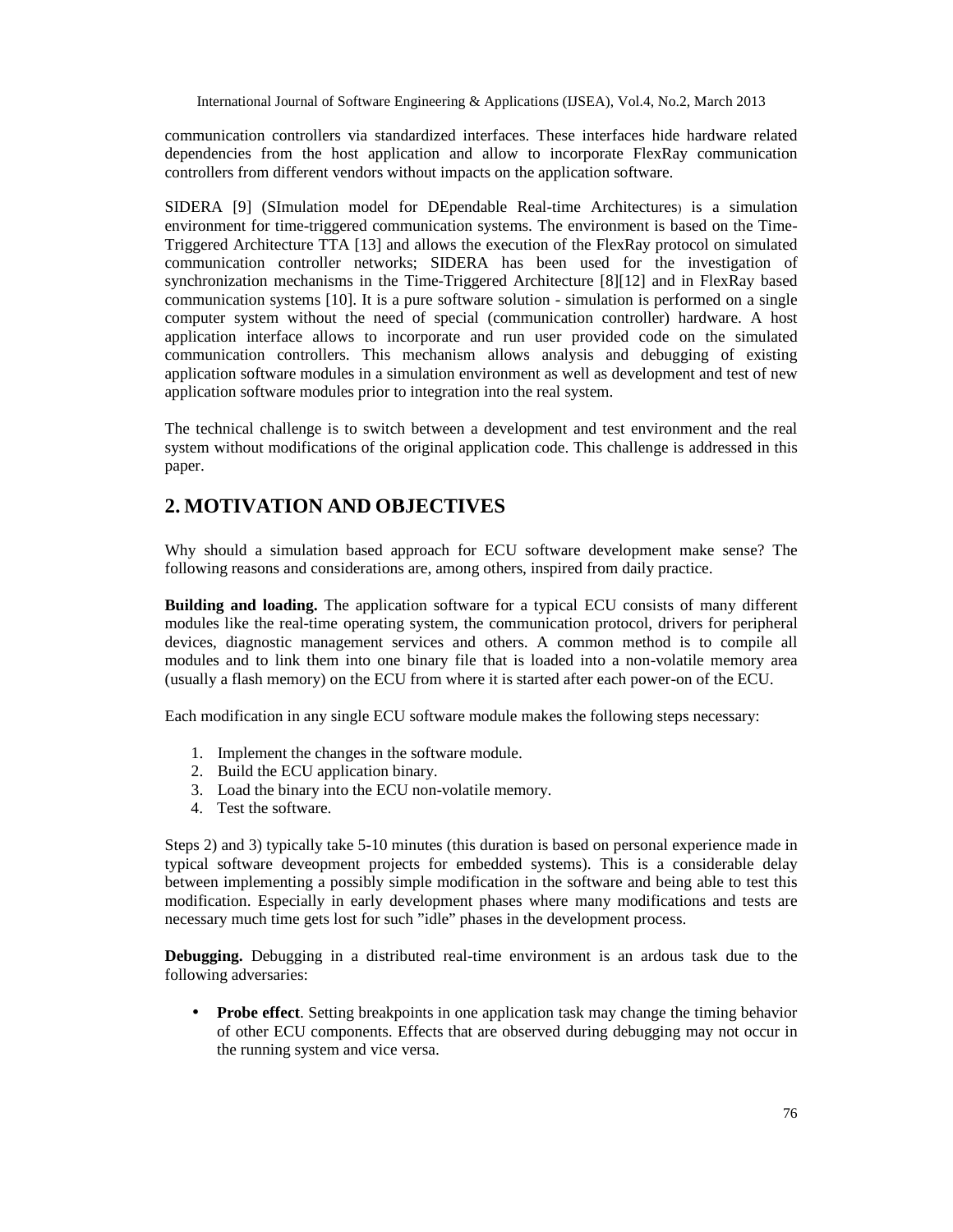communication controllers via standardized interfaces. These interfaces hide hardware related dependencies from the host application and allow to incorporate FlexRay communication controllers from different vendors without impacts on the application software.

SIDERA [9] (SImulation model for DEpendable Real-time Architectures) is a simulation environment for time-triggered communication systems. The environment is based on the Time-Triggered Architecture TTA [13] and allows the execution of the FlexRay protocol on simulated communication controller networks; SIDERA has been used for the investigation of synchronization mechanisms in the Time-Triggered Architecture [8][12] and in FlexRay based communication systems [10]. It is a pure software solution - simulation is performed on a single computer system without the need of special (communication controller) hardware. A host application interface allows to incorporate and run user provided code on the simulated communication controllers. This mechanism allows analysis and debugging of existing application software modules in a simulation environment as well as development and test of new application software modules prior to integration into the real system.

The technical challenge is to switch between a development and test environment and the real system without modifications of the original application code. This challenge is addressed in this paper.

## 2. MOTIVATION AND OBJECTIVES

Why should a simulation based approach for ECU software development make sense? The following reasons and considerations are, among others, inspired from daily practice.

**Building and loading.** The application software for a typical ECU consists of many different modules like the real-time operating system, the communication protocol, drivers for peripheral devices, diagnostic management services and others. A common method is to compile all modules and to link them into one binary file that is loaded into a non-volatile memory area (usually a flash memory) on the ECU from where it is started after each power-on of the ECU.

Each modification in any single ECU software module makes the following steps necessary:

1. Implement the changes in the software module.
2. Build the ECU application binary.
3. Load the binary into the ECU non-volatile memory.
4. Test the software.

Steps 2) and 3) typically take 5-10 minutes (this duration is based on personal experience made in typical software deveopment projects for embedded systems). This is a considerable delay between implementing a possibly simple modification in the software and being able to test this modification. Especially in early development phases where many modifications and tests are necessary much time gets lost for such "idle" phases in the development process.

**Debugging.** Debugging in a distributed real-time environment is an ardous task due to the following adversaries:

- **Probe effect**. Setting breakpoints in one application task may change the timing behavior of other ECU components. Effects that are observed during debugging may not occur in the running system and vice versa.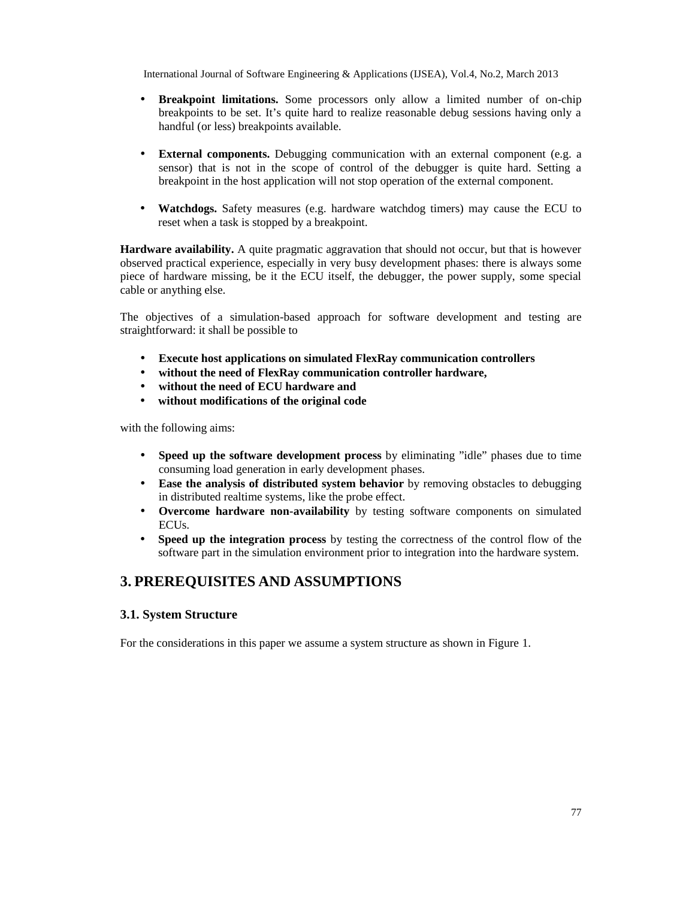- **Breakpoint limitations.** Some processors only allow a limited number of on-chip breakpoints to be set. It's quite hard to realize reasonable debug sessions having only a handful (or less) breakpoints available.

- **External components.** Debugging communication with an external component (e.g. a sensor) that is not in the scope of control of the debugger is quite hard. Setting a breakpoint in the host application will not stop operation of the external component.

- **Watchdogs.** Safety measures (e.g. hardware watchdog timers) may cause the ECU to reset when a task is stopped by a breakpoint.

**Hardware availability.** A quite pragmatic aggravation that should not occur, but that is however observed practical experience, especially in very busy development phases: there is always some piece of hardware missing, be it the ECU itself, the debugger, the power supply, some special cable or anything else.

The objectives of a simulation-based approach for software development and testing are straightforward: it shall be possible to

- **Execute host applications on simulated FlexRay communication controllers**
- **without the need of FlexRay communication controller hardware,**
- **without the need of ECU hardware and**
- **without modifications of the original code**

with the following aims:

- **Speed up the software development process** by eliminating "idle" phases due to time consuming load generation in early development phases.
- **Ease the analysis of distributed system behavior** by removing obstacles to debugging in distributed realtime systems, like the probe effect.
- **Overcome hardware non-availability** by testing software components on simulated ECUs.
- **Speed up the integration process** by testing the correctness of the control flow of the software part in the simulation environment prior to integration into the hardware system.

# 3. PREREQUISITES AND ASSUMPTIONS

## 3.1. System Structure

For the considerations in this paper we assume a system structure as shown in Figure 1.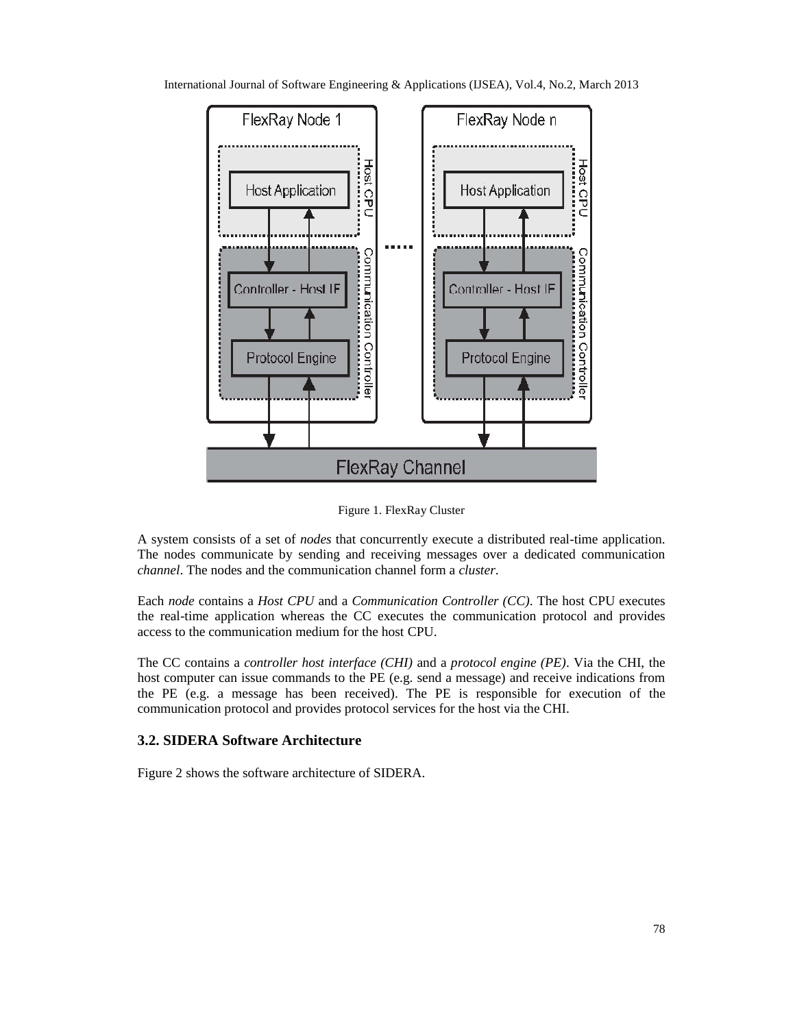FlexRay Node 1

Host CPU

Host Application

Communication Controller

Controller - Host IF

Protocol Engine

FlexRay Node n

Host CPU

Host Application

Communication Controller

Controller - Host IF

Protocol Engine

FlexRay Channel

Figure 1. FlexRay Cluster

A system consists of a set of *nodes* that concurrently execute a distributed real-time application. The nodes communicate by sending and receiving messages over a dedicated communication *channel*. The nodes and the communication channel form a *cluster*.

Each *node* contains a *Host CPU* and a *Communication Controller (CC)*. The host CPU executes the real-time application whereas the CC executes the communication protocol and provides access to the communication medium for the host CPU.

The CC contains a *controller host interface (CHI)* and a *protocol engine (PE)*. Via the CHI, the host computer can issue commands to the PE (e.g. send a message) and receive indications from the PE (e.g. a message has been received). The PE is responsible for execution of the communication protocol and provides protocol services for the host via the CHI.

### 3.2. SIDERA Software Architecture

Figure 2 shows the software architecture of SIDERA.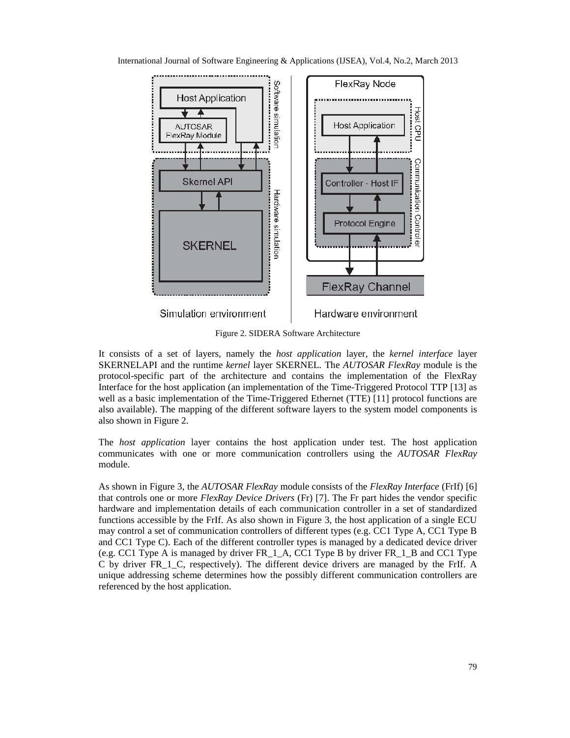Simulation environment

Hardware environment

Host Application

AUTOSAR FlexRay Module

Skernel API

SKERNEL

Software simulation

Hardware simulation

FlexRay Node

Host Application

Host CPU

Controller - Host IF

Protocol Engine

Communication Controller

FlexRay Channel

Figure 2. SIDERA Software Architecture

It consists of a set of layers, namely the *host application* layer, the *kernel interface* layer SKERNELAPI and the runtime *kernel* layer SKERNEL. The *AUTOSAR FlexRay* module is the protocol-specific part of the architecture and contains the implementation of the FlexRay Interface for the host application (an implementation of the Time-Triggered Protocol TTP [13] as well as a basic implementation of the Time-Triggered Ethernet (TTE) [11] protocol functions are also available). The mapping of the different software layers to the system model components is also shown in Figure 2.

The *host application* layer contains the host application under test. The host application communicates with one or more communication controllers using the *AUTOSAR FlexRay* module.

As shown in Figure 3, the *AUTOSAR FlexRay* module consists of the *FlexRay Interface* (FrIf) [6] that controls one or more *FlexRay Device Drivers* (Fr) [7]. The Fr part hides the vendor specific hardware and implementation details of each communication controller in a set of standardized functions accessible by the FrIf. As also shown in Figure 3, the host application of a single ECU may control a set of communication controllers of different types (e.g. CC1 Type A, CC1 Type B and CC1 Type C). Each of the different controller types is managed by a dedicated device driver (e.g. CC1 Type A is managed by driver FR_1_A, CC1 Type B by driver FR_1_B and CC1 Type C by driver FR_1_C, respectively). The different device drivers are managed by the FrIf. A unique addressing scheme determines how the possibly different communication controllers are referenced by the host application.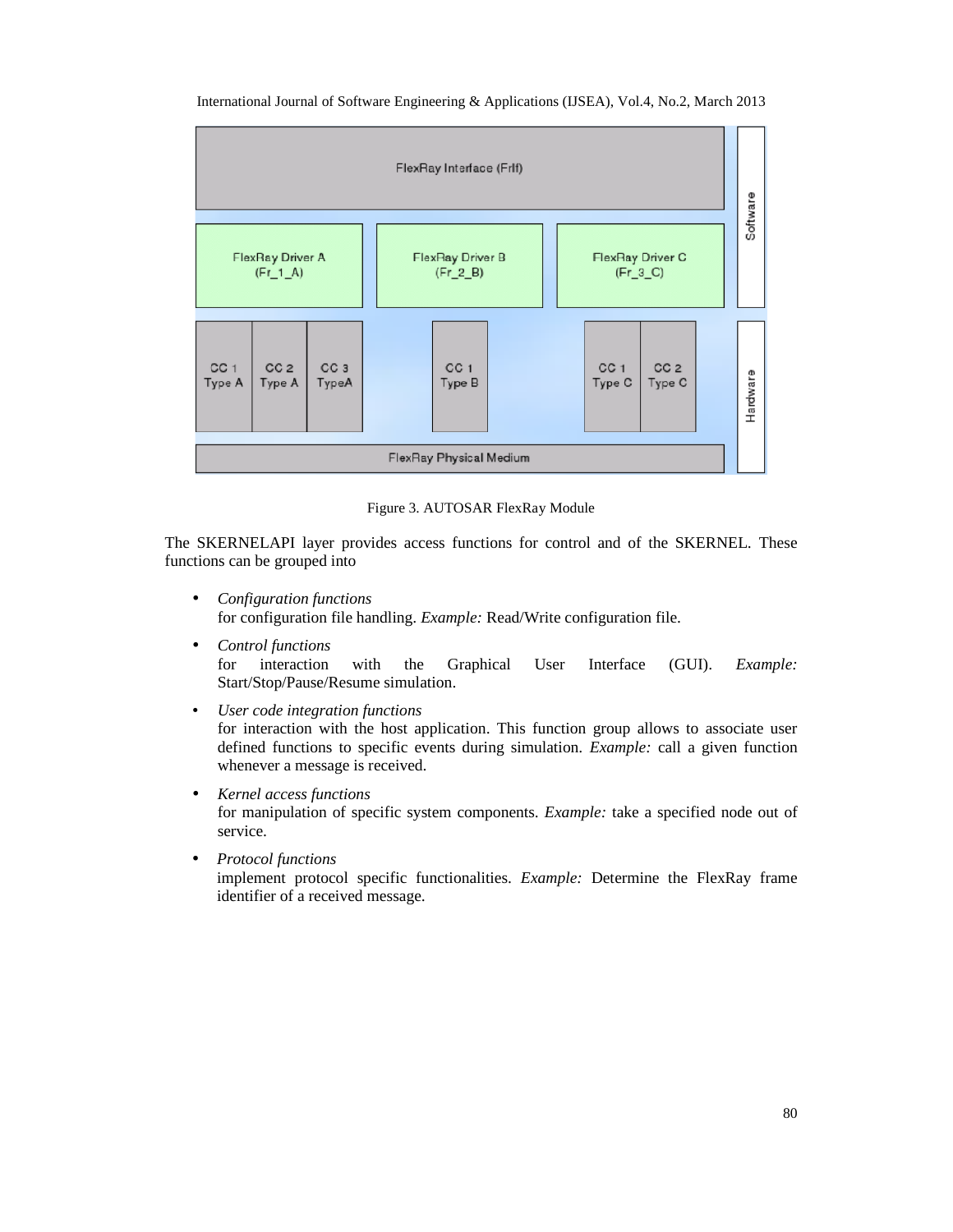Figure 3. AUTOSAR FlexRay Module

The SKERNELAPI layer provides access functions for control and of the SKERNEL. These functions can be grouped into

- *Configuration functions*
  for configuration file handling. *Example:* Read/Write configuration file.
- *Control functions*
  for interaction with the Graphical User Interface (GUI). *Example:* Start/Stop/Pause/Resume simulation.
- *User code integration functions*
  for interaction with the host application. This function group allows to associate user defined functions to specific events during simulation. *Example:* call a given function whenever a message is received.
- *Kernel access functions*
  for manipulation of specific system components. *Example:* take a specified node out of service.
- *Protocol functions*
  implement protocol specific functionalities. *Example:* Determine the FlexRay frame identifier of a received message.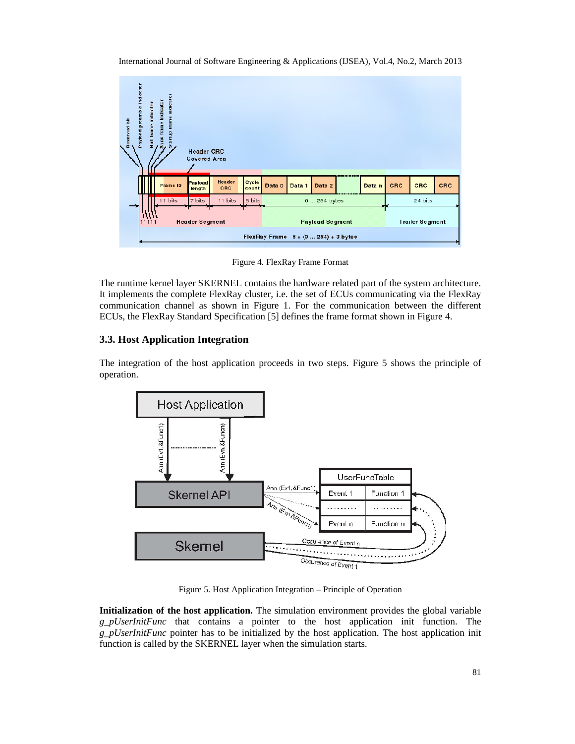Figure 4. FlexRay Frame Format

The runtime kernel layer SKERNEL contains the hardware related part of the system architecture. It implements the complete FlexRay cluster, i.e. the set of ECUs communicating via the FlexRay communication channel as shown in Figure 1. For the communication between the different ECUs, the FlexRay Standard Specification [5] defines the frame format shown in Figure 4.

### 3.3. Host Application Integration

The integration of the host application proceeds in two steps. Figure 5 shows the principle of operation.

Figure 5. Host Application Integration – Principle of Operation

**Initialization of the host application.** The simulation environment provides the global variable *g_pUserInitFunc* that contains a pointer to the host application init function. The *g_pUserInitFunc* pointer has to be initialized by the host application. The host application init function is called by the SKERNEL layer when the simulation starts.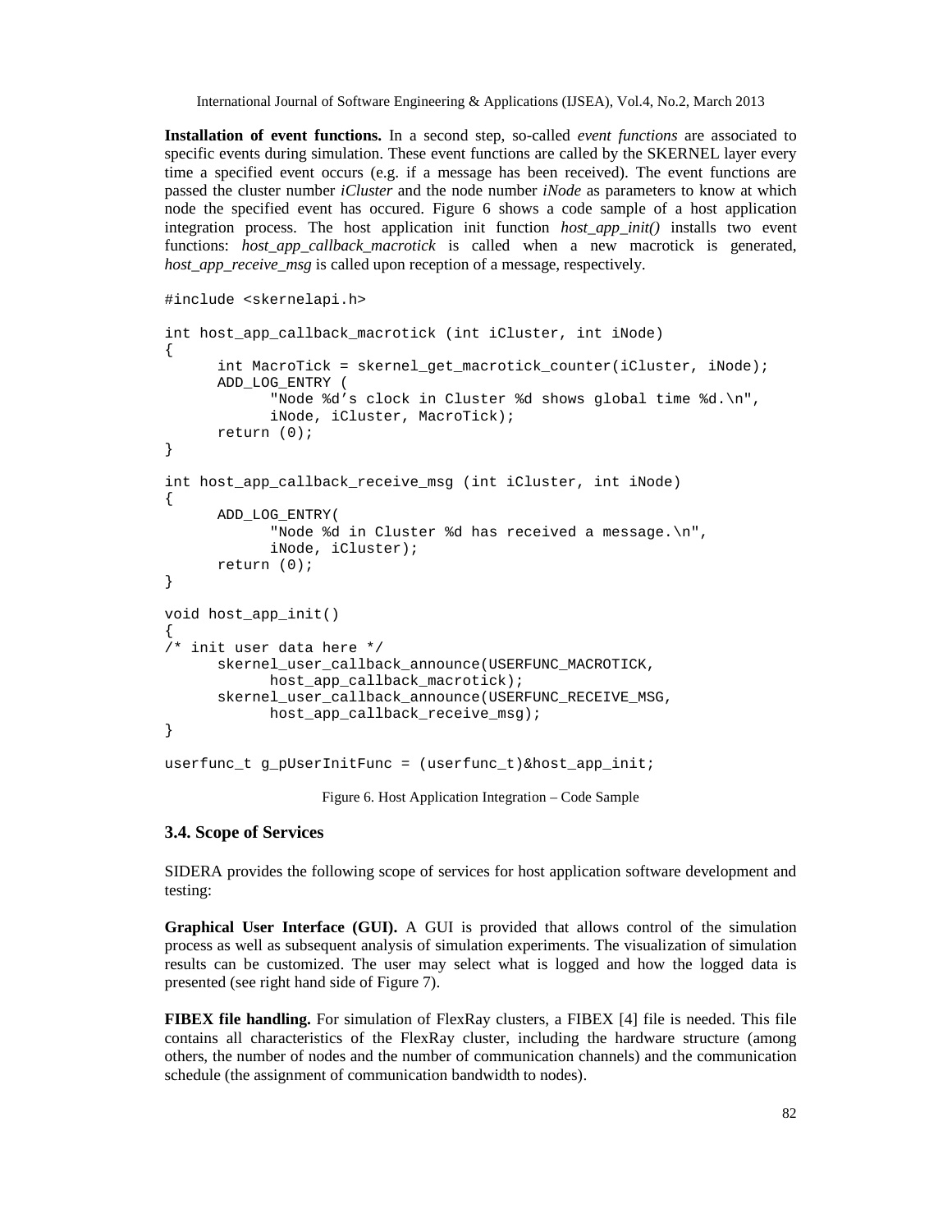**Installation of event functions.** In a second step, so-called *event functions* are associated to specific events during simulation. These event functions are called by the SKERNEL layer every time a specified event occurs (e.g. if a message has been received). The event functions are passed the cluster number *iCluster* and the node number *iNode* as parameters to know at which node the specified event has occured. Figure 6 shows a code sample of a host application integration process. The host application init function *host_app_init()* installs two event functions: *host_app_callback_macrotick* is called when a new macrotick is generated, *host_app_receive_msg* is called upon reception of a message, respectively.

```
#include <skernelapi.h>

int host_app_callback_macrotick (int iCluster, int iNode)
{
      int MacroTick = skernel_get_macrotick_counter(iCluster, iNode);
      ADD_LOG_ENTRY (
            "Node %d’s clock in Cluster %d shows global time %d.\n",
            iNode, iCluster, MacroTick);
      return (0);
}

int host_app_callback_receive_msg (int iCluster, int iNode)
{
      ADD_LOG_ENTRY(
            "Node %d in Cluster %d has received a message.\n",
            iNode, iCluster);
      return (0);
}

void host_app_init()
{
/* init user data here */
      skernel_user_callback_announce(USERFUNC_MACROTICK,
            host_app_callback_macrotick);
      skernel_user_callback_announce(USERFUNC_RECEIVE_MSG,
            host_app_callback_receive_msg);
}

userfunc_t g_pUserInitFunc = (userfunc_t)&host_app_init;
```

Figure 6. Host Application Integration – Code Sample

### 3.4. Scope of Services

SIDERA provides the following scope of services for host application software development and testing:

**Graphical User Interface (GUI).** A GUI is provided that allows control of the simulation process as well as subsequent analysis of simulation experiments. The visualization of simulation results can be customized. The user may select what is logged and how the logged data is presented (see right hand side of Figure 7).

**FIBEX file handling.** For simulation of FlexRay clusters, a FIBEX [4] file is needed. This file contains all characteristics of the FlexRay cluster, including the hardware structure (among others, the number of nodes and the number of communication channels) and the communication schedule (the assignment of communication bandwidth to nodes).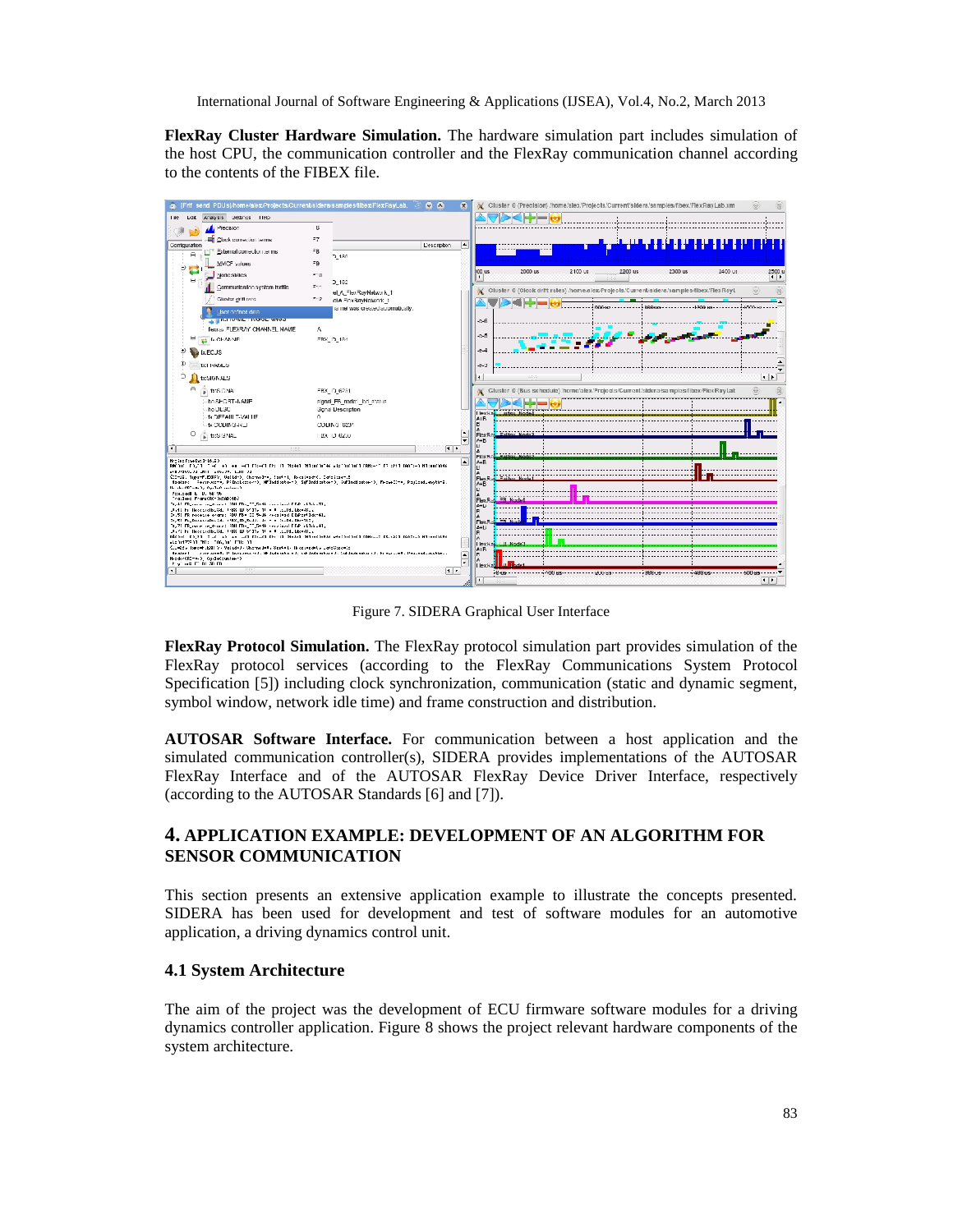**FlexRay Cluster Hardware Simulation.** The hardware simulation part includes simulation of the host CPU, the communication controller and the FlexRay communication channel according to the contents of the FIBEX file.

Figure 7. SIDERA Graphical User Interface

**FlexRay Protocol Simulation.** The FlexRay protocol simulation part provides simulation of the FlexRay protocol services (according to the FlexRay Communications System Protocol Specification [5]) including clock synchronization, communication (static and dynamic segment, symbol window, network idle time) and frame construction and distribution.

**AUTOSAR Software Interface.** For communication between a host application and the simulated communication controller(s), SIDERA provides implementations of the AUTOSAR FlexRay Interface and of the AUTOSAR FlexRay Device Driver Interface, respectively (according to the AUTOSAR Standards [6] and [7]).

## 4. APPLICATION EXAMPLE: DEVELOPMENT OF AN ALGORITHM FOR SENSOR COMMUNICATION

This section presents an extensive application example to illustrate the concepts presented. SIDERA has been used for development and test of software modules for an automotive application, a driving dynamics control unit.

### 4.1 System Architecture

The aim of the project was the development of ECU firmware software modules for a driving dynamics controller application. Figure 8 shows the project relevant hardware components of the system architecture.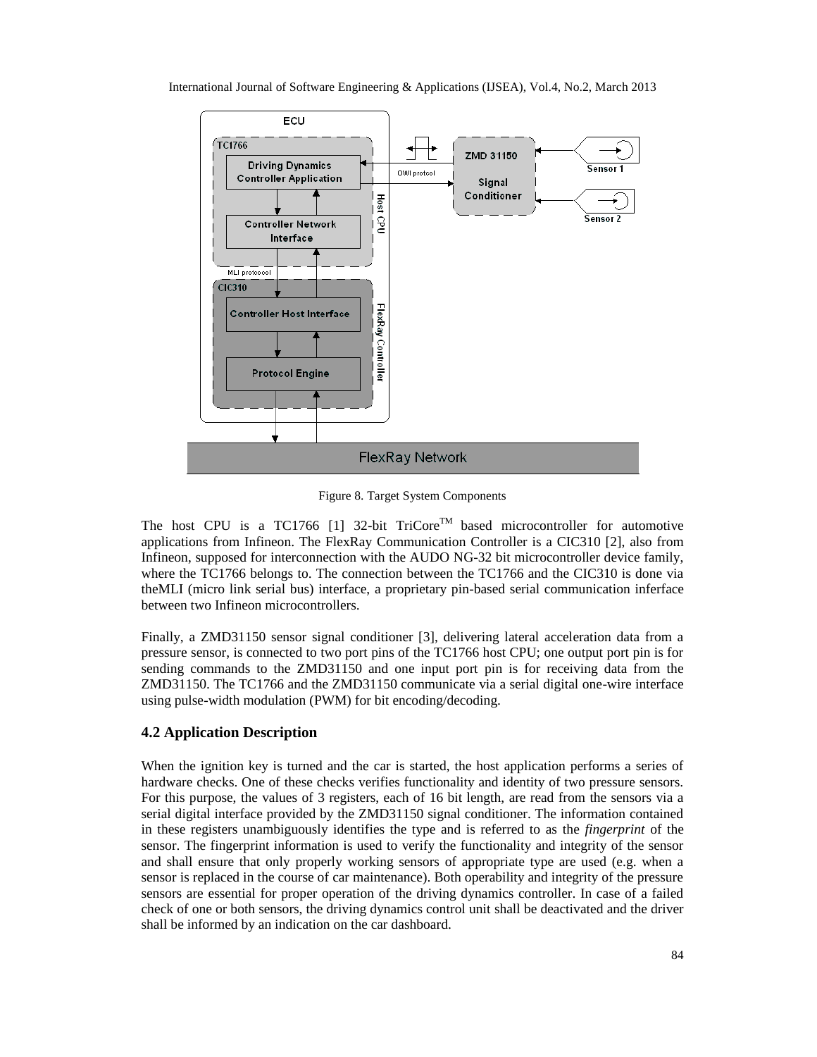ECU

TC1766

Driving Dynamics Controller Application

Controller Network Interface

Host CPU

MLI protocol

CIC310

Controller Host Interface

Protocol Engine

FlexRay Controller

OWI protocol

ZMD 31150

Signal Conditioner

Sensor 1

Sensor 2

FlexRay Network

Figure 8. Target System Components

The host CPU is a TC1766 [1] 32-bit TriCore™ based microcontroller for automotive applications from Infineon. The FlexRay Communication Controller is a CIC310 [2], also from Infineon, supposed for interconnection with the AUDO NG-32 bit microcontroller device family, where the TC1766 belongs to. The connection between the TC1766 and the CIC310 is done via theMLI (micro link serial bus) interface, a proprietary pin-based serial communication inferface between two Infineon microcontrollers.

Finally, a ZMD31150 sensor signal conditioner [3], delivering lateral acceleration data from a pressure sensor, is connected to two port pins of the TC1766 host CPU; one output port pin is for sending commands to the ZMD31150 and one input port pin is for receiving data from the ZMD31150. The TC1766 and the ZMD31150 communicate via a serial digital one-wire interface using pulse-width modulation (PWM) for bit encoding/decoding.

## 4.2 Application Description

When the ignition key is turned and the car is started, the host application performs a series of hardware checks. One of these checks verifies functionality and identity of two pressure sensors. For this purpose, the values of 3 registers, each of 16 bit length, are read from the sensors via a serial digital interface provided by the ZMD31150 signal conditioner. The information contained in these registers unambiguously identifies the type and is referred to as the *fingerprint* of the sensor. The fingerprint information is used to verify the functionality and integrity of the sensor and shall ensure that only properly working sensors of appropriate type are used (e.g. when a sensor is replaced in the course of car maintenance). Both operability and integrity of the pressure sensors are essential for proper operation of the driving dynamics controller. In case of a failed check of one or both sensors, the driving dynamics control unit shall be deactivated and the driver shall be informed by an indication on the car dashboard.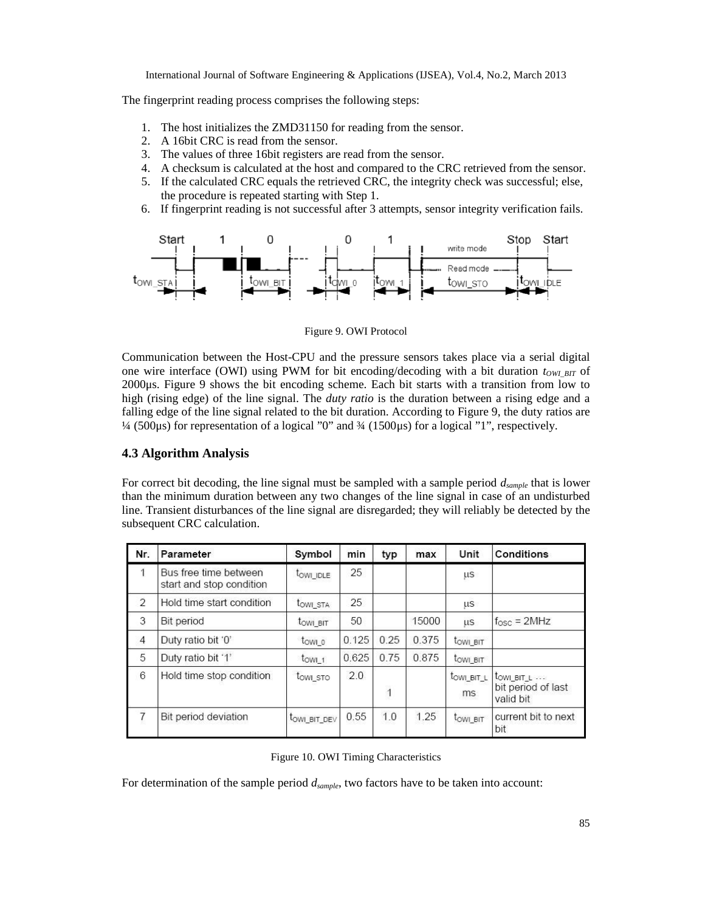The fingerprint reading process comprises the following steps:

1. The host initializes the ZMD31150 for reading from the sensor.
2. A 16bit CRC is read from the sensor.
3. The values of three 16bit registers are read from the sensor.
4. A checksum is calculated at the host and compared to the CRC retrieved from the sensor.
5. If the calculated CRC equals the retrieved CRC, the integrity check was successful; else, the procedure is repeated starting with Step 1.
6. If fingerprint reading is not successful after 3 attempts, sensor integrity verification fails.

Start 1 0 0 1 Stop Start

write mode

Read mode

$t_{OWI\_STA}$ $t_{OWI\_BIT}$ $t_{OWI\_0}$ $t_{OWI\_1}$ $t_{OWI\_STO}$ $t_{OWI\_IDLE}$

Figure 9. OWI Protocol

Communication between the Host-CPU and the pressure sensors takes place via a serial digital one wire interface (OWI) using PWM for bit encoding/decoding with a bit duration $t_{OWI\_BIT}$ of 2000µs. Figure 9 shows the bit encoding scheme. Each bit starts with a transition from low to high (rising edge) of the line signal. The *duty ratio* is the duration between a rising edge and a falling edge of the line signal related to the bit duration. According to Figure 9, the duty ratios are ¼ (500µs) for representation of a logical "0" and ¾ (1500µs) for a logical "1", respectively.

### 4.3 Algorithm Analysis

For correct bit decoding, the line signal must be sampled with a sample period $d_{sample}$ that is lower than the minimum duration between any two changes of the line signal in case of an undisturbed line. Transient disturbances of the line signal are disregarded; they will reliably be detected by the subsequent CRC calculation.

| Nr. | Parameter | Symbol | min | typ | max | Unit | Conditions |
|---|---|---|---|---|---|---|---|
| 1 | Bus free time between start and stop condition | $t_{OWI\_IDLE}$ | 25 | | | µs | |
| 2 | Hold time start condition | $t_{OWI\_STA}$ | 25 | | | µs | |
| 3 | Bit period | $t_{OWI\_BIT}$ | 50 | | 15000 | µs | $f_{OSC}$ = 2MHz |
| 4 | Duty ratio bit '0' | $t_{OWI\_0}$ | 0.125 | 0.25 | 0.375 | $t_{OWI\_BIT}$ | |
| 5 | Duty ratio bit '1' | $t_{OWI\_1}$ | 0.625 | 0.75 | 0.875 | $t_{OWI\_BIT}$ | |
| 6 | Hold time stop condition | $t_{OWI\_STO}$ | 2.0 | 1 | | $t_{OWI\_BIT\_L}$ ms | $t_{OWI\_BIT\_L}$ ... bit period of last valid bit |
| 7 | Bit period deviation | $t_{OWI\_BIT\_DEV}$ | 0.55 | 1.0 | 1.25 | $t_{OWI\_BIT}$ | current bit to next bit |

Figure 10. OWI Timing Characteristics

For determination of the sample period $d_{sample}$, two factors have to be taken into account: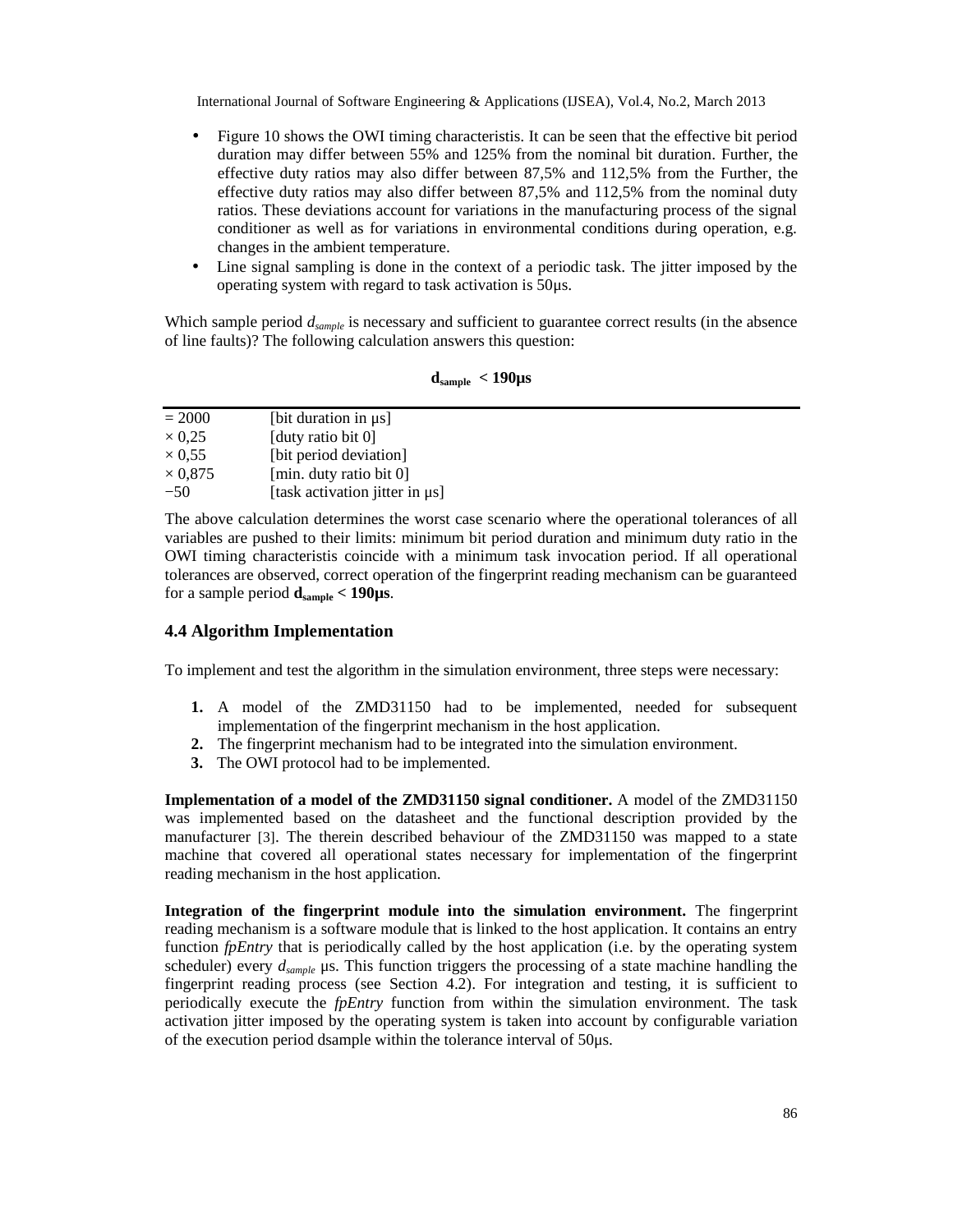- Figure 10 shows the OWI timing characteristis. It can be seen that the effective bit period duration may differ between 55% and 125% from the nominal bit duration. Further, the effective duty ratios may also differ between 87,5% and 112,5% from the Further, the effective duty ratios may also differ between 87,5% and 112,5% from the nominal duty ratios. These deviations account for variations in the manufacturing process of the signal conditioner as well as for variations in environmental conditions during operation, e.g. changes in the ambient temperature.
- Line signal sampling is done in the context of a periodic task. The jitter imposed by the operating system with regard to task activation is 50µs.

Which sample period $d_{sample}$ is necessary and sufficient to guarantee correct results (in the absence of line faults)? The following calculation answers this question:

$$\mathbf{d_{sample} < 190\mu s}$$

| | |
|---|---|
| = 2000 | [bit duration in µs] |
| × 0,25 | [duty ratio bit 0] |
| × 0,55 | [bit period deviation] |
| × 0,875 | [min. duty ratio bit 0] |
| −50 | [task activation jitter in µs] |

The above calculation determines the worst case scenario where the operational tolerances of all variables are pushed to their limits: minimum bit period duration and minimum duty ratio in the OWI timing characteristis coincide with a minimum task invocation period. If all operational tolerances are observed, correct operation of the fingerprint reading mechanism can be guaranteed for a sample period $\mathbf{d_{sample} < 190\mu s}$.

### 4.4 Algorithm Implementation

To implement and test the algorithm in the simulation environment, three steps were necessary:

1. A model of the ZMD31150 had to be implemented, needed for subsequent implementation of the fingerprint mechanism in the host application.
2. The fingerprint mechanism had to be integrated into the simulation environment.
3. The OWI protocol had to be implemented.

**Implementation of a model of the ZMD31150 signal conditioner.** A model of the ZMD31150 was implemented based on the datasheet and the functional description provided by the manufacturer [3]. The therein described behaviour of the ZMD31150 was mapped to a state machine that covered all operational states necessary for implementation of the fingerprint reading mechanism in the host application.

**Integration of the fingerprint module into the simulation environment.** The fingerprint reading mechanism is a software module that is linked to the host application. It contains an entry function *fpEntry* that is periodically called by the host application (i.e. by the operating system scheduler) every $d_{sample}$ µs. This function triggers the processing of a state machine handling the fingerprint reading process (see Section 4.2). For integration and testing, it is sufficient to periodically execute the *fpEntry* function from within the simulation environment. The task activation jitter imposed by the operating system is taken into account by configurable variation of the execution period dsample within the tolerance interval of 50µs.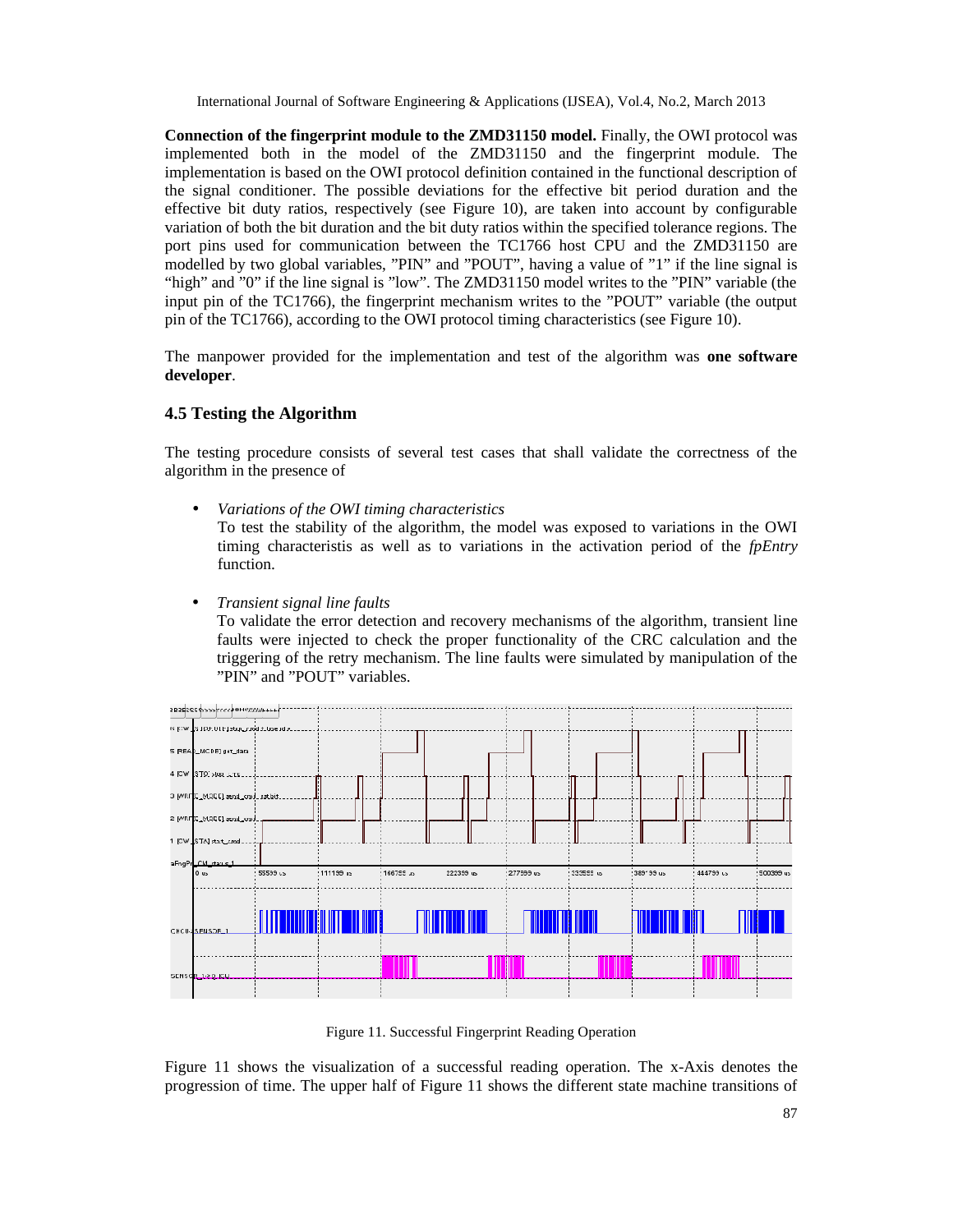**Connection of the fingerprint module to the ZMD31150 model.** Finally, the OWI protocol was implemented both in the model of the ZMD31150 and the fingerprint module. The implementation is based on the OWI protocol definition contained in the functional description of the signal conditioner. The possible deviations for the effective bit period duration and the effective bit duty ratios, respectively (see Figure 10), are taken into account by configurable variation of both the bit duration and the bit duty ratios within the specified tolerance regions. The port pins used for communication between the TC1766 host CPU and the ZMD31150 are modelled by two global variables, "PIN" and "POUT", having a value of "1" if the line signal is "high" and "0" if the line signal is "low". The ZMD31150 model writes to the "PIN" variable (the input pin of the TC1766), the fingerprint mechanism writes to the "POUT" variable (the output pin of the TC1766), according to the OWI protocol timing characteristics (see Figure 10).

The manpower provided for the implementation and test of the algorithm was **one software developer**.

### 4.5 Testing the Algorithm

The testing procedure consists of several test cases that shall validate the correctness of the algorithm in the presence of

- *Variations of the OWI timing characteristics*
  To test the stability of the algorithm, the model was exposed to variations in the OWI timing characteristis as well as to variations in the activation period of the *fpEntry* function.

- *Transient signal line faults*
  To validate the error detection and recovery mechanisms of the algorithm, transient line faults were injected to check the proper functionality of the CRC calculation and the triggering of the retry mechanism. The line faults were simulated by manipulation of the "PIN" and "POUT" variables.

Figure 11. Successful Fingerprint Reading Operation

Figure 11 shows the visualization of a successful reading operation. The x-Axis denotes the progression of time. The upper half of Figure 11 shows the different state machine transitions of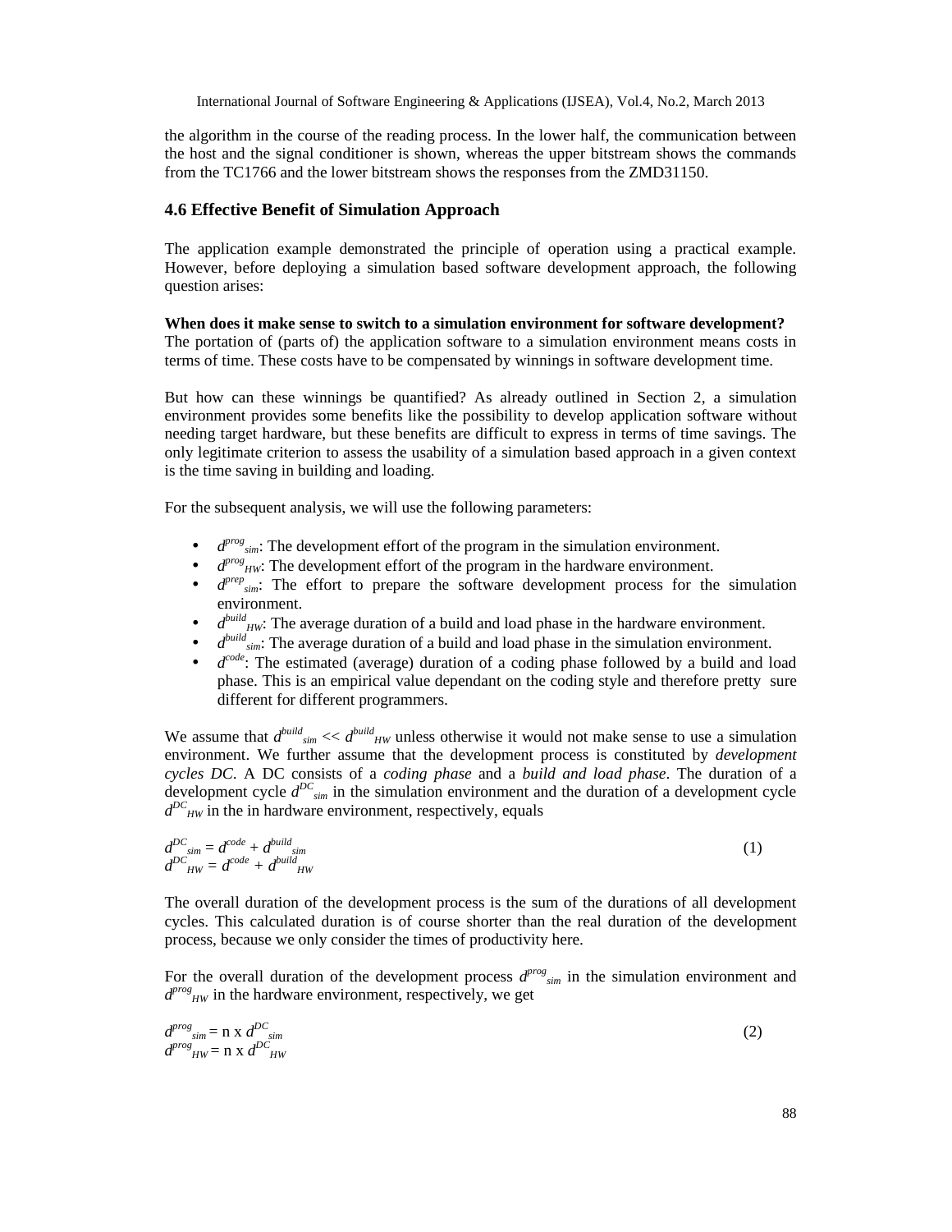the algorithm in the course of the reading process. In the lower half, the communication between the host and the signal conditioner is shown, whereas the upper bitstream shows the commands from the TC1766 and the lower bitstream shows the responses from the ZMD31150.

### 4.6 Effective Benefit of Simulation Approach

The application example demonstrated the principle of operation using a practical example. However, before deploying a simulation based software development approach, the following question arises:

**When does it make sense to switch to a simulation environment for software development?**
The portation of (parts of) the application software to a simulation environment means costs in terms of time. These costs have to be compensated by winnings in software development time.

But how can these winnings be quantified? As already outlined in Section 2, a simulation environment provides some benefits like the possibility to develop application software without needing target hardware, but these benefits are difficult to express in terms of time savings. The only legitimate criterion to assess the usability of a simulation based approach in a given context is the time saving in building and loading.

For the subsequent analysis, we will use the following parameters:

- $d^{prog}_{sim}$: The development effort of the program in the simulation environment.
- $d^{prog}_{HW}$: The development effort of the program in the hardware environment.
- $d^{prep}_{sim}$: The effort to prepare the software development process for the simulation environment.
- $d^{build}_{HW}$: The average duration of a build and load phase in the hardware environment.
- $d^{build}_{sim}$: The average duration of a build and load phase in the simulation environment.
- $d^{code}$: The estimated (average) duration of a coding phase followed by a build and load phase. This is an empirical value dependant on the coding style and therefore pretty sure different for different programmers.

We assume that $d^{build}_{sim} << d^{build}_{HW}$ unless otherwise it would not make sense to use a simulation environment. We further assume that the development process is constituted by *development cycles DC*. A DC consists of a *coding phase* and a *build and load phase*. The duration of a development cycle $d^{DC}_{sim}$ in the simulation environment and the duration of a development cycle $d^{DC}_{HW}$ in the in hardware environment, respectively, equals

$$
\begin{aligned}
d^{DC}_{sim} &= d^{code} + d^{build}_{sim} \\
d^{DC}_{HW} &= d^{code} + d^{build}_{HW}
\end{aligned}
\tag{1}
$$

The overall duration of the development process is the sum of the durations of all development cycles. This calculated duration is of course shorter than the real duration of the development process, because we only consider the times of productivity here.

For the overall duration of the development process $d^{prog}_{sim}$ in the simulation environment and $d^{prog}_{HW}$ in the hardware environment, respectively, we get

$$
\begin{aligned}
d^{prog}_{sim} &= n \text{ x } d^{DC}_{sim} \\
d^{prog}_{HW} &= n \text{ x } d^{DC}_{HW}
\end{aligned}
\tag{2}
$$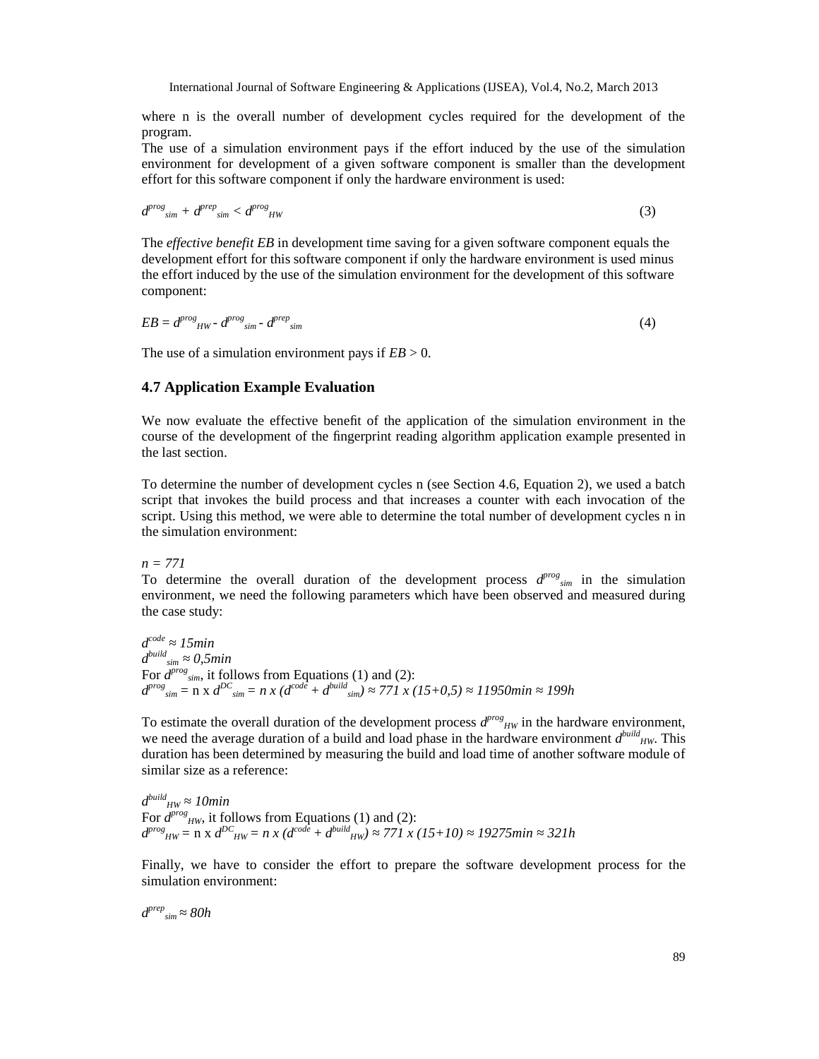where n is the overall number of development cycles required for the development of the program.

The use of a simulation environment pays if the effort induced by the use of the simulation environment for development of a given software component is smaller than the development effort for this software component if only the hardware environment is used:

$$d^{prog}_{sim} + d^{prep}_{sim} < d^{prog}_{HW} \quad (3)$$

The *effective benefit EB* in development time saving for a given software component equals the development effort for this software component if only the hardware environment is used minus the effort induced by the use of the simulation environment for the development of this software component:

$$EB = d^{prog}_{HW} - d^{prog}_{sim} - d^{prep}_{sim} \quad (4)$$

The use of a simulation environment pays if $EB > 0$.

### 4.7 Application Example Evaluation

We now evaluate the effective benefit of the application of the simulation environment in the course of the development of the fingerprint reading algorithm application example presented in the last section.

To determine the number of development cycles n (see Section 4.6, Equation 2), we used a batch script that invokes the build process and that increases a counter with each invocation of the script. Using this method, we were able to determine the total number of development cycles n in the simulation environment:

$n = 771$

To determine the overall duration of the development process $d^{prog}_{sim}$ in the simulation environment, we need the following parameters which have been observed and measured during the case study:

$d^{code} \approx 15min$

$d^{build}_{sim} \approx 0{,}5min$

For $d^{prog}_{sim}$, it follows from Equations (1) and (2):

$d^{prog}_{sim} = n \times d^{DC}_{sim} = n \times (d^{code} + d^{build}_{sim}) \approx 771 \times (15+0{,}5) \approx 11950min \approx 199h$

To estimate the overall duration of the development process $d^{prog}_{HW}$ in the hardware environment, we need the average duration of a build and load phase in the hardware environment $d^{build}_{HW}$. This duration has been determined by measuring the build and load time of another software module of similar size as a reference:

$d^{build}_{HW} \approx 10min$

For $d^{prog}_{HW}$, it follows from Equations (1) and (2):

$d^{prog}_{HW} = n \times d^{DC}_{HW} = n \times (d^{code} + d^{build}_{HW}) \approx 771 \times (15+10) \approx 19275min \approx 321h$

Finally, we have to consider the effort to prepare the software development process for the simulation environment:

$d^{prep}_{sim} \approx 80h$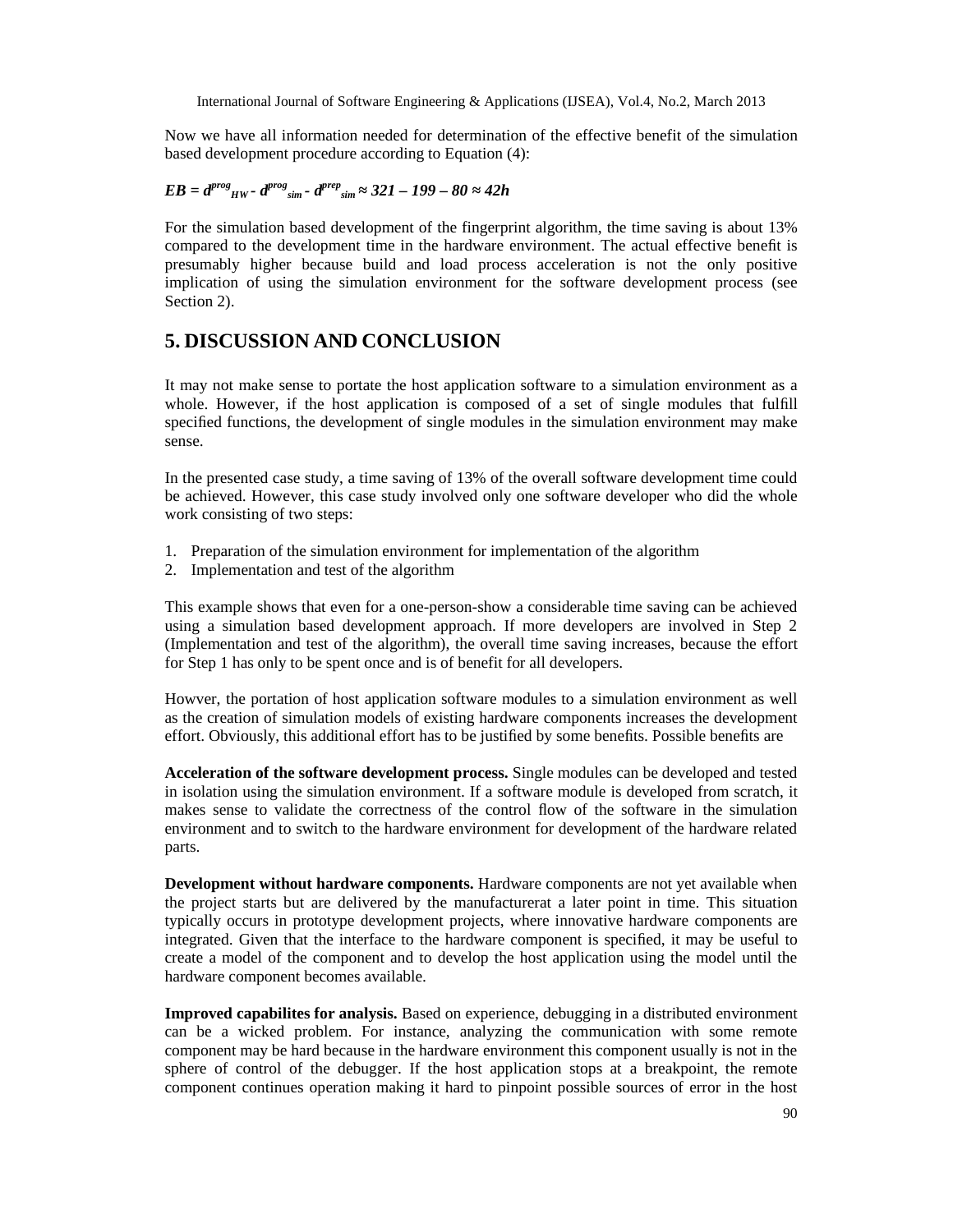Now we have all information needed for determination of the effective benefit of the simulation based development procedure according to Equation (4):

$$EB = d^{prog}_{HW} - d^{prog}_{sim} - d^{prep}_{sim} \approx 321 - 199 - 80 \approx 42h$$

For the simulation based development of the fingerprint algorithm, the time saving is about 13% compared to the development time in the hardware environment. The actual effective benefit is presumably higher because build and load process acceleration is not the only positive implication of using the simulation environment for the software development process (see Section 2).

## 5. DISCUSSION AND CONCLUSION

It may not make sense to portate the host application software to a simulation environment as a whole. However, if the host application is composed of a set of single modules that fulfill specified functions, the development of single modules in the simulation environment may make sense.

In the presented case study, a time saving of 13% of the overall software development time could be achieved. However, this case study involved only one software developer who did the whole work consisting of two steps:

1. Preparation of the simulation environment for implementation of the algorithm
2. Implementation and test of the algorithm

This example shows that even for a one-person-show a considerable time saving can be achieved using a simulation based development approach. If more developers are involved in Step 2 (Implementation and test of the algorithm), the overall time saving increases, because the effort for Step 1 has only to be spent once and is of benefit for all developers.

Howver, the portation of host application software modules to a simulation environment as well as the creation of simulation models of existing hardware components increases the development effort. Obviously, this additional effort has to be justified by some benefits. Possible benefits are

**Acceleration of the software development process.** Single modules can be developed and tested in isolation using the simulation environment. If a software module is developed from scratch, it makes sense to validate the correctness of the control flow of the software in the simulation environment and to switch to the hardware environment for development of the hardware related parts.

**Development without hardware components.** Hardware components are not yet available when the project starts but are delivered by the manufacturerat a later point in time. This situation typically occurs in prototype development projects, where innovative hardware components are integrated. Given that the interface to the hardware component is specified, it may be useful to create a model of the component and to develop the host application using the model until the hardware component becomes available.

**Improved capabilites for analysis.** Based on experience, debugging in a distributed environment can be a wicked problem. For instance, analyzing the communication with some remote component may be hard because in the hardware environment this component usually is not in the sphere of control of the debugger. If the host application stops at a breakpoint, the remote component continues operation making it hard to pinpoint possible sources of error in the host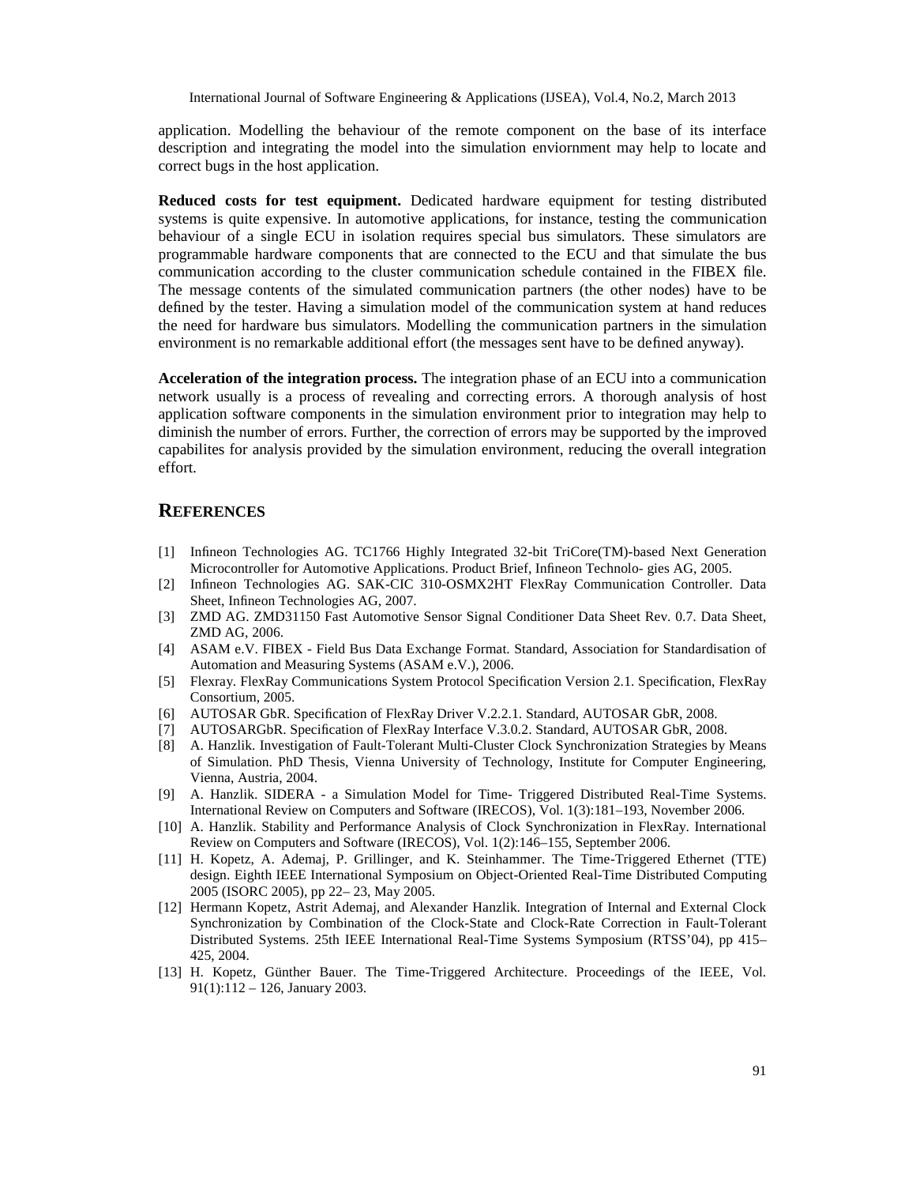application. Modelling the behaviour of the remote component on the base of its interface description and integrating the model into the simulation enviornment may help to locate and correct bugs in the host application.

**Reduced costs for test equipment.** Dedicated hardware equipment for testing distributed systems is quite expensive. In automotive applications, for instance, testing the communication behaviour of a single ECU in isolation requires special bus simulators. These simulators are programmable hardware components that are connected to the ECU and that simulate the bus communication according to the cluster communication schedule contained in the FIBEX file. The message contents of the simulated communication partners (the other nodes) have to be defined by the tester. Having a simulation model of the communication system at hand reduces the need for hardware bus simulators. Modelling the communication partners in the simulation environment is no remarkable additional effort (the messages sent have to be defined anyway).

**Acceleration of the integration process.** The integration phase of an ECU into a communication network usually is a process of revealing and correcting errors. A thorough analysis of host application software components in the simulation environment prior to integration may help to diminish the number of errors. Further, the correction of errors may be supported by the improved capabilites for analysis provided by the simulation environment, reducing the overall integration effort.

## REFERENCES

[1] Infineon Technologies AG. TC1766 Highly Integrated 32-bit TriCore(TM)-based Next Generation Microcontroller for Automotive Applications. Product Brief, Infineon Technolo- gies AG, 2005.

[2] Infineon Technologies AG. SAK-CIC 310-OSMX2HT FlexRay Communication Controller. Data Sheet, Infineon Technologies AG, 2007.

[3] ZMD AG. ZMD31150 Fast Automotive Sensor Signal Conditioner Data Sheet Rev. 0.7. Data Sheet, ZMD AG, 2006.

[4] ASAM e.V. FIBEX - Field Bus Data Exchange Format. Standard, Association for Standardisation of Automation and Measuring Systems (ASAM e.V.), 2006.

[5] Flexray. FlexRay Communications System Protocol Specification Version 2.1. Specification, FlexRay Consortium, 2005.

[6] AUTOSAR GbR. Specification of FlexRay Driver V.2.2.1. Standard, AUTOSAR GbR, 2008.

[7] AUTOSARGbR. Specification of FlexRay Interface V.3.0.2. Standard, AUTOSAR GbR, 2008.

[8] A. Hanzlik. Investigation of Fault-Tolerant Multi-Cluster Clock Synchronization Strategies by Means of Simulation. PhD Thesis, Vienna University of Technology, Institute for Computer Engineering, Vienna, Austria, 2004.

[9] A. Hanzlik. SIDERA - a Simulation Model for Time- Triggered Distributed Real-Time Systems. International Review on Computers and Software (IRECOS), Vol. 1(3):181–193, November 2006.

[10] A. Hanzlik. Stability and Performance Analysis of Clock Synchronization in FlexRay. International Review on Computers and Software (IRECOS), Vol. 1(2):146–155, September 2006.

[11] H. Kopetz, A. Ademaj, P. Grillinger, and K. Steinhammer. The Time-Triggered Ethernet (TTE) design. Eighth IEEE International Symposium on Object-Oriented Real-Time Distributed Computing 2005 (ISORC 2005), pp 22– 23, May 2005.

[12] Hermann Kopetz, Astrit Ademaj, and Alexander Hanzlik. Integration of Internal and External Clock Synchronization by Combination of the Clock-State and Clock-Rate Correction in Fault-Tolerant Distributed Systems. 25th IEEE International Real-Time Systems Symposium (RTSS'04), pp 415–425, 2004.

[13] H. Kopetz, Günther Bauer. The Time-Triggered Architecture. Proceedings of the IEEE, Vol. 91(1):112 – 126, January 2003.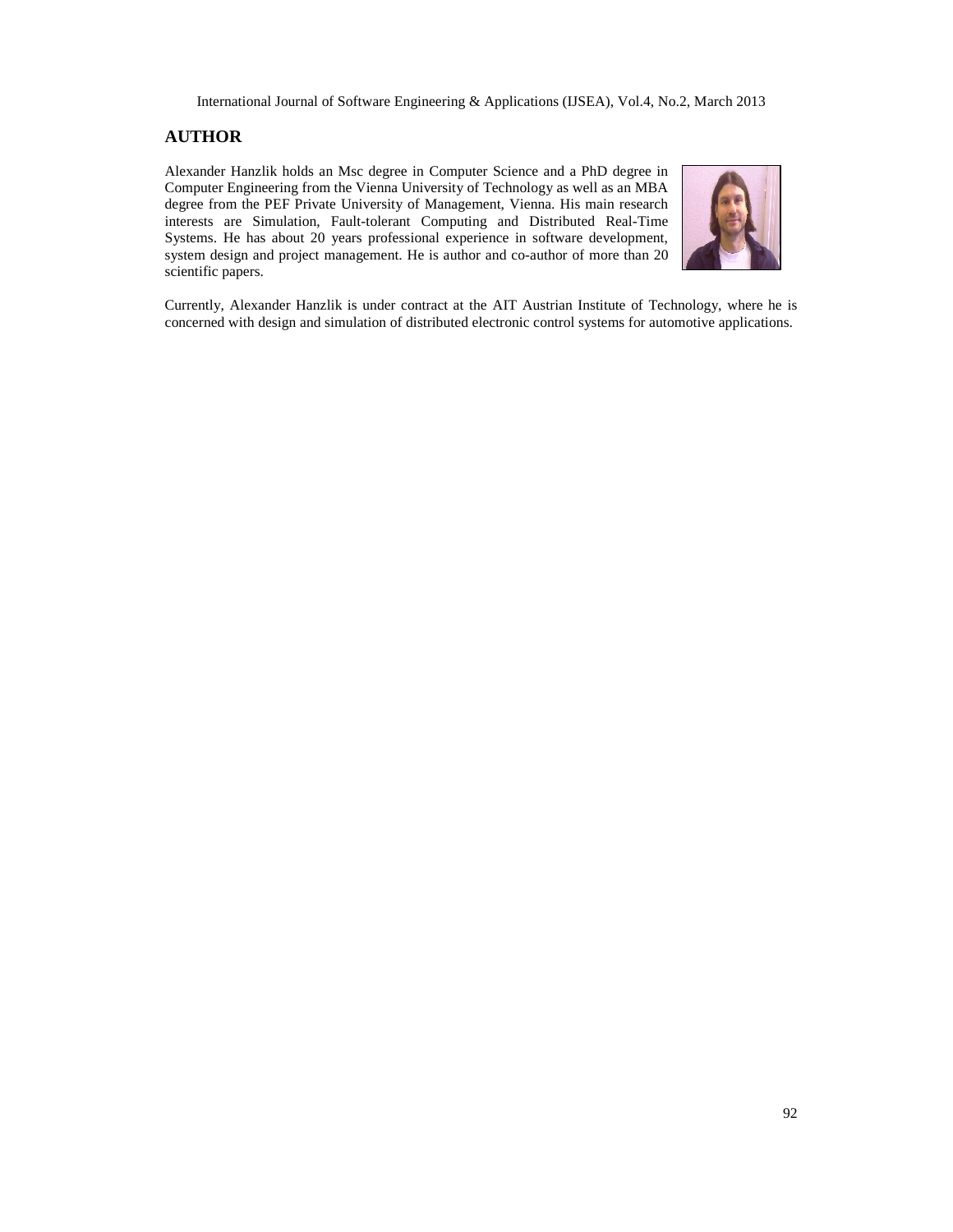## AUTHOR

Alexander Hanzlik holds an Msc degree in Computer Science and a PhD degree in Computer Engineering from the Vienna University of Technology as well as an MBA degree from the PEF Private University of Management, Vienna. His main research interests are Simulation, Fault-tolerant Computing and Distributed Real-Time Systems. He has about 20 years professional experience in software development, system design and project management. He is author and co-author of more than 20 scientific papers.

Currently, Alexander Hanzlik is under contract at the AIT Austrian Institute of Technology, where he is concerned with design and simulation of distributed electronic control systems for automotive applications.